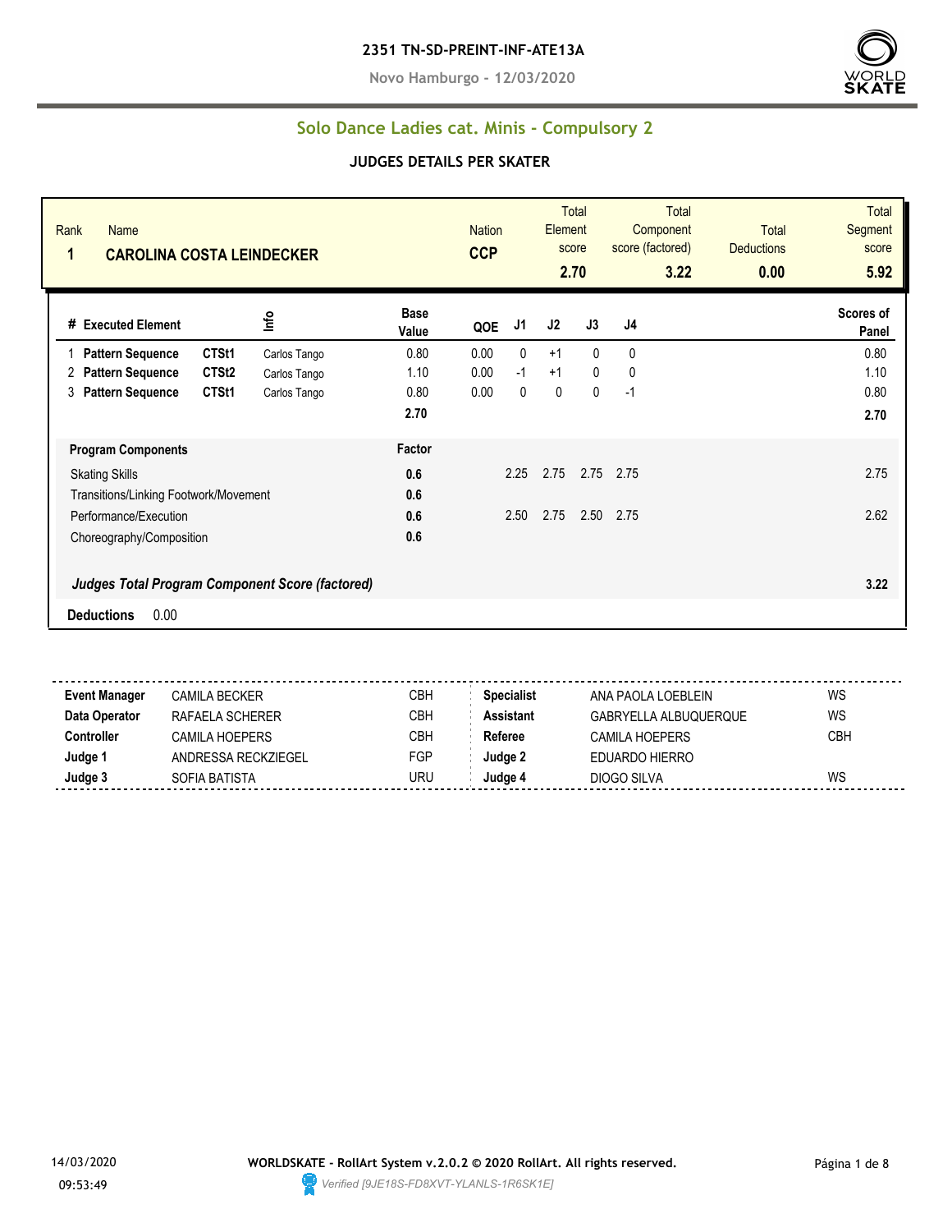**2351 TN-SD-PREINT-INF-ATE13A**

**Novo Hamburgo - 12/03/2020**

## Solo Dance Ladies cat. Minis - Compulsory 2

### JUDGES DETAILS PER SKATER

| Rank | Name | Nation | Total Element score | Total Component score (factored) | Total Deductions | Total Segment score |
|---|---|---|---|---|---|---|
| 1 | CAROLINA COSTA LEINDECKER | CCP | 2.70 | 3.22 | 0.00 | 5.92 |

| # | Executed Element | | Info | Base Value | QOE | J1 | J2 | J3 | J4 | Scores of Panel |
|---|---|---|---|---|---|---|---|---|---|---|
| 1 | Pattern Sequence | CTSt1 | Carlos Tango | 0.80 | 0.00 | 0 | +1 | 0 | 0 | 0.80 |
| 2 | Pattern Sequence | CTSt2 | Carlos Tango | 1.10 | 0.00 | -1 | +1 | 0 | 0 | 1.10 |
| 3 | Pattern Sequence | CTSt1 | Carlos Tango | 0.80 | 0.00 | 0 | 0 | 0 | -1 | 0.80 |
| | | | | 2.70 | | | | | | 2.70 |

| Program Components | Factor | J1 | J2 | J3 | J4 | Scores of Panel |
|---|---|---|---|---|---|---|
| Skating Skills | 0.6 | 2.25 | 2.75 | 2.75 | 2.75 | 2.75 |
| Transitions/Linking Footwork/Movement | 0.6 | | | | | |
| Performance/Execution | 0.6 | 2.50 | 2.75 | 2.50 | 2.75 | 2.62 |
| Choreography/Composition | 0.6 | | | | | |
| *Judges Total Program Component Score (factored)* | | | | | | 3.22 |

**Deductions** 0.00

| | | | | | |
|---|---|---|---|---|---|
| **Event Manager** | CAMILA BECKER | CBH | **Specialist** | ANA PAOLA LOEBLEIN | WS |
| **Data Operator** | RAFAELA SCHERER | CBH | **Assistant** | GABRYELLA ALBUQUERQUE | WS |
| **Controller** | CAMILA HOEPERS | CBH | **Referee** | CAMILA HOEPERS | CBH |
| **Judge 1** | ANDRESSA RECKZIEGEL | FGP | **Judge 2** | EDUARDO HIERRO | |
| **Judge 3** | SOFIA BATISTA | URU | **Judge 4** | DIOGO SILVA | WS |

14/03/2020
09:53:49

**WORLDSKATE - RollArt System v.2.0.2 © 2020 RollArt. All rights reserved.**

*Verified [9JE18S-FD8XVT-YLANLS-1R6SK1E]*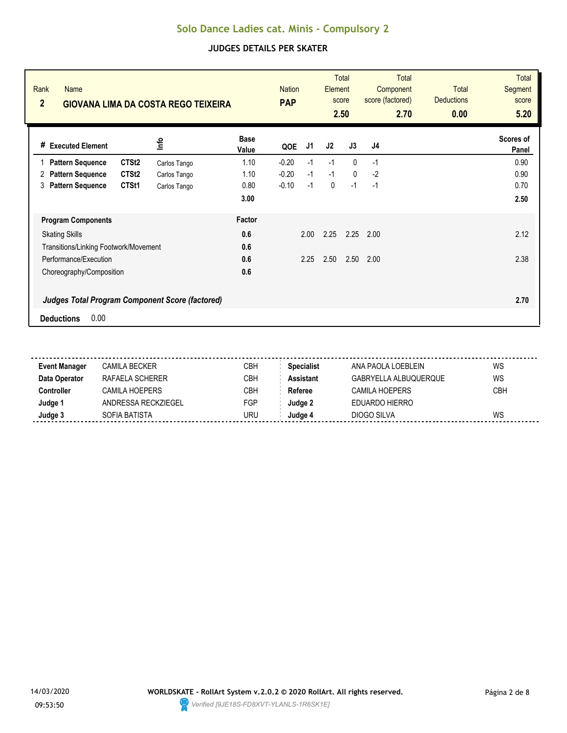# Solo Dance Ladies cat. Minis - Compulsory 2

## JUDGES DETAILS PER SKATER

| Rank | Name | Nation | Total Element score | Total Component score (factored) | Total Deductions | Total Segment score |
|---|---|---|---|---|---|---|
| 2 | GIOVANA LIMA DA COSTA REGO TEIXEIRA | PAP | 2.50 | 2.70 | 0.00 | 5.20 |

| # | Executed Element | | Info | Base Value | QOE | J1 | J2 | J3 | J4 | Scores of Panel |
|---|---|---|---|---|---|---|---|---|---|---|
| 1 | Pattern Sequence | CTSt2 | Carlos Tango | 1.10 | -0.20 | -1 | -1 | 0 | -1 | 0.90 |
| 2 | Pattern Sequence | CTSt2 | Carlos Tango | 1.10 | -0.20 | -1 | -1 | 0 | -2 | 0.90 |
| 3 | Pattern Sequence | CTSt1 | Carlos Tango | 0.80 | -0.10 | -1 | 0 | -1 | -1 | 0.70 |
| | | | | **3.00** | | | | | | **2.50** |

| Program Components | Factor | J1 | J2 | J3 | J4 | |
|---|---|---|---|---|---|---|
| Skating Skills | 0.6 | 2.00 | 2.25 | 2.25 | 2.00 | 2.12 |
| Transitions/Linking Footwork/Movement | 0.6 | | | | | |
| Performance/Execution | 0.6 | 2.25 | 2.50 | 2.50 | 2.00 | 2.38 |
| Choreography/Composition | 0.6 | | | | | |

***Judges Total Program Component Score (factored)*** **2.70**

**Deductions** 0.00

| | | | | | |
|---|---|---|---|---|---|
| **Event Manager** | CAMILA BECKER | CBH | **Specialist** | ANA PAOLA LOEBLEIN | WS |
| **Data Operator** | RAFAELA SCHERER | CBH | **Assistant** | GABRYELLA ALBUQUERQUE | WS |
| **Controller** | CAMILA HOEPERS | CBH | **Referee** | CAMILA HOEPERS | CBH |
| **Judge 1** | ANDRESSA RECKZIEGEL | FGP | **Judge 2** | EDUARDO HIERRO | |
| **Judge 3** | SOFIA BATISTA | URU | **Judge 4** | DIOGO SILVA | WS |

14/03/2020 09:53:50

**WORLDSKATE - RollArt System v.2.0.2 © 2020 RollArt. All rights reserved.**

*Verified [9JE18S-FD8XVT-YLANLS-1R6SK1E]*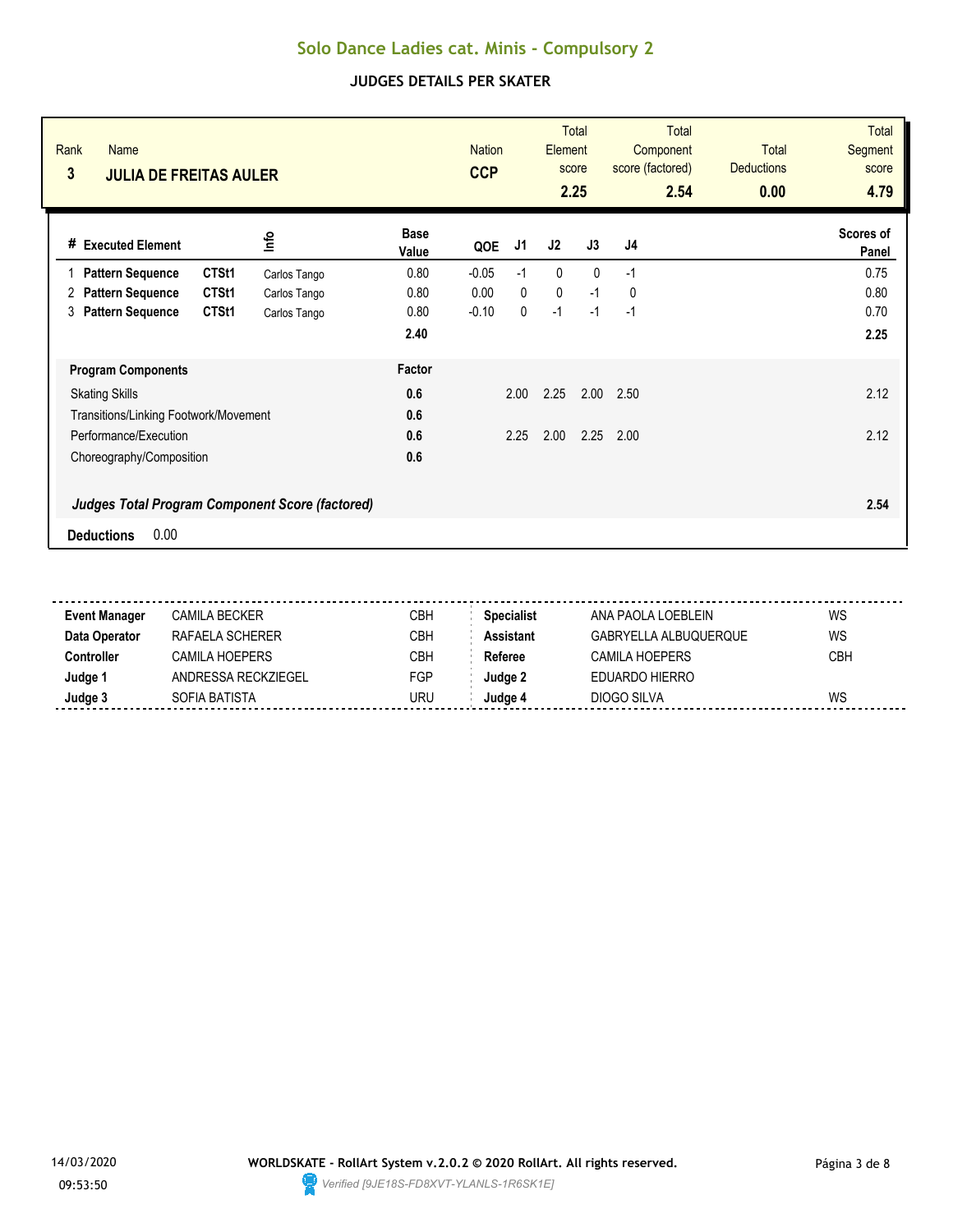# Solo Dance Ladies cat. Minis - Compulsory 2

## JUDGES DETAILS PER SKATER

| Rank | Name | Nation | Total Element score | Total Component score (factored) | Total Deductions | Total Segment score |
|---|---|---|---|---|---|---|
| 3 | **JULIA DE FREITAS AULER** | **CCP** | **2.25** | **2.54** | **0.00** | **4.79** |

| # | Executed Element | | Info | Base Value | QOE | J1 | J2 | J3 | J4 | Scores of Panel |
|---|---|---|---|---|---|---|---|---|---|---|
| 1 | **Pattern Sequence** | **CTSt1** | Carlos Tango | 0.80 | -0.05 | -1 | 0 | 0 | -1 | 0.75 |
| 2 | **Pattern Sequence** | **CTSt1** | Carlos Tango | 0.80 | 0.00 | 0 | 0 | -1 | 0 | 0.80 |
| 3 | **Pattern Sequence** | **CTSt1** | Carlos Tango | 0.80 | -0.10 | 0 | -1 | -1 | -1 | 0.70 |
| | | | | **2.40** | | | | | | **2.25** |

| **Program Components** | **Factor** | J1 | J2 | J3 | J4 | |
|---|---|---|---|---|---|---|
| Skating Skills | **0.6** | 2.00 | 2.25 | 2.00 | 2.50 | 2.12 |
| Transitions/Linking Footwork/Movement | **0.6** | | | | | |
| Performance/Execution | **0.6** | 2.25 | 2.00 | 2.25 | 2.00 | 2.12 |
| Choreography/Composition | **0.6** | | | | | |
| ***Judges Total Program Component Score (factored)*** | | | | | | **2.54** |

**Deductions** 0.00

| | | | | | |
|---|---|---|---|---|---|
| **Event Manager** | CAMILA BECKER | CBH | **Specialist** | ANA PAOLA LOEBLEIN | WS |
| **Data Operator** | RAFAELA SCHERER | CBH | **Assistant** | GABRYELLA ALBUQUERQUE | WS |
| **Controller** | CAMILA HOEPERS | CBH | **Referee** | CAMILA HOEPERS | CBH |
| **Judge 1** | ANDRESSA RECKZIEGEL | FGP | **Judge 2** | EDUARDO HIERRO | |
| **Judge 3** | SOFIA BATISTA | URU | **Judge 4** | DIOGO SILVA | WS |

14/03/2020 09:53:50

**WORLDSKATE - RollArt System v.2.0.2 © 2020 RollArt. All rights reserved.**

*Verified [9JE18S-FD8XVT-YLANLS-1R6SK1E]*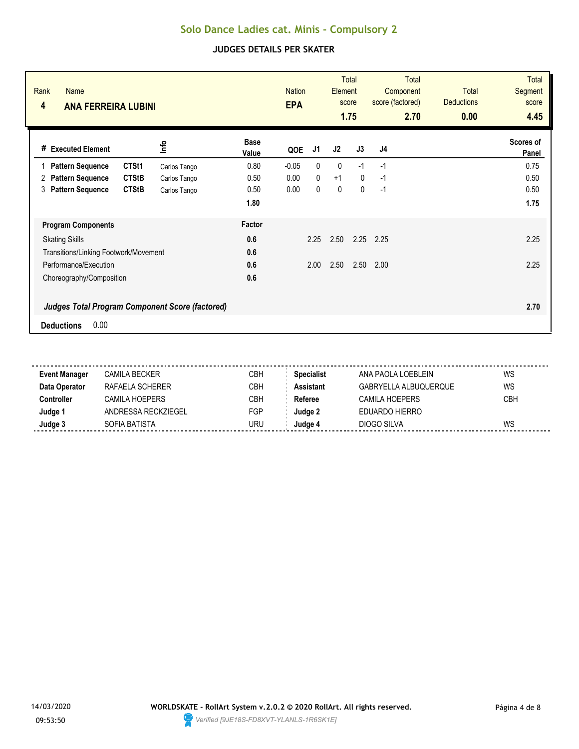# Solo Dance Ladies cat. Minis - Compulsory 2

## JUDGES DETAILS PER SKATER

| Rank | Name | Nation | Total Element score | Total Component score (factored) | Total Deductions | Total Segment score |
|---|---|---|---|---|---|---|
| 4 | **ANA FERREIRA LUBINI** | **EPA** | **1.75** | **2.70** | **0.00** | **4.45** |

| # | Executed Element | | Info | Base Value | QOE | J1 | J2 | J3 | J4 | Scores of Panel |
|---|---|---|---|---|---|---|---|---|---|---|
| 1 | **Pattern Sequence** | **CTSt1** | Carlos Tango | 0.80 | -0.05 | 0 | 0 | -1 | -1 | 0.75 |
| 2 | **Pattern Sequence** | **CTStB** | Carlos Tango | 0.50 | 0.00 | 0 | +1 | 0 | -1 | 0.50 |
| 3 | **Pattern Sequence** | **CTStB** | Carlos Tango | 0.50 | 0.00 | 0 | 0 | 0 | -1 | 0.50 |
| | | | | **1.80** | | | | | | **1.75** |

| Program Components | Factor | J1 | J2 | J3 | J4 | |
|---|---|---|---|---|---|---|
| Skating Skills | **0.6** | 2.25 | 2.50 | 2.25 | 2.25 | 2.25 |
| Transitions/Linking Footwork/Movement | **0.6** | | | | | |
| Performance/Execution | **0.6** | 2.00 | 2.50 | 2.50 | 2.00 | 2.25 |
| Choreography/Composition | **0.6** | | | | | |
| ***Judges Total Program Component Score (factored)*** | | | | | | **2.70** |

**Deductions** 0.00

| | | | | | |
|---|---|---|---|---|---|
| **Event Manager** | CAMILA BECKER | CBH | **Specialist** | ANA PAOLA LOEBLEIN | WS |
| **Data Operator** | RAFAELA SCHERER | CBH | **Assistant** | GABRYELLA ALBUQUERQUE | WS |
| **Controller** | CAMILA HOEPERS | CBH | **Referee** | CAMILA HOEPERS | CBH |
| **Judge 1** | ANDRESSA RECKZIEGEL | FGP | **Judge 2** | EDUARDO HIERRO | |
| **Judge 3** | SOFIA BATISTA | URU | **Judge 4** | DIOGO SILVA | WS |

14/03/2020 09:53:50

**WORLDSKATE - RollArt System v.2.0.2 © 2020 RollArt. All rights reserved.**

*Verified [9JE18S-FD8XVT-YLANLS-1R6SK1E]*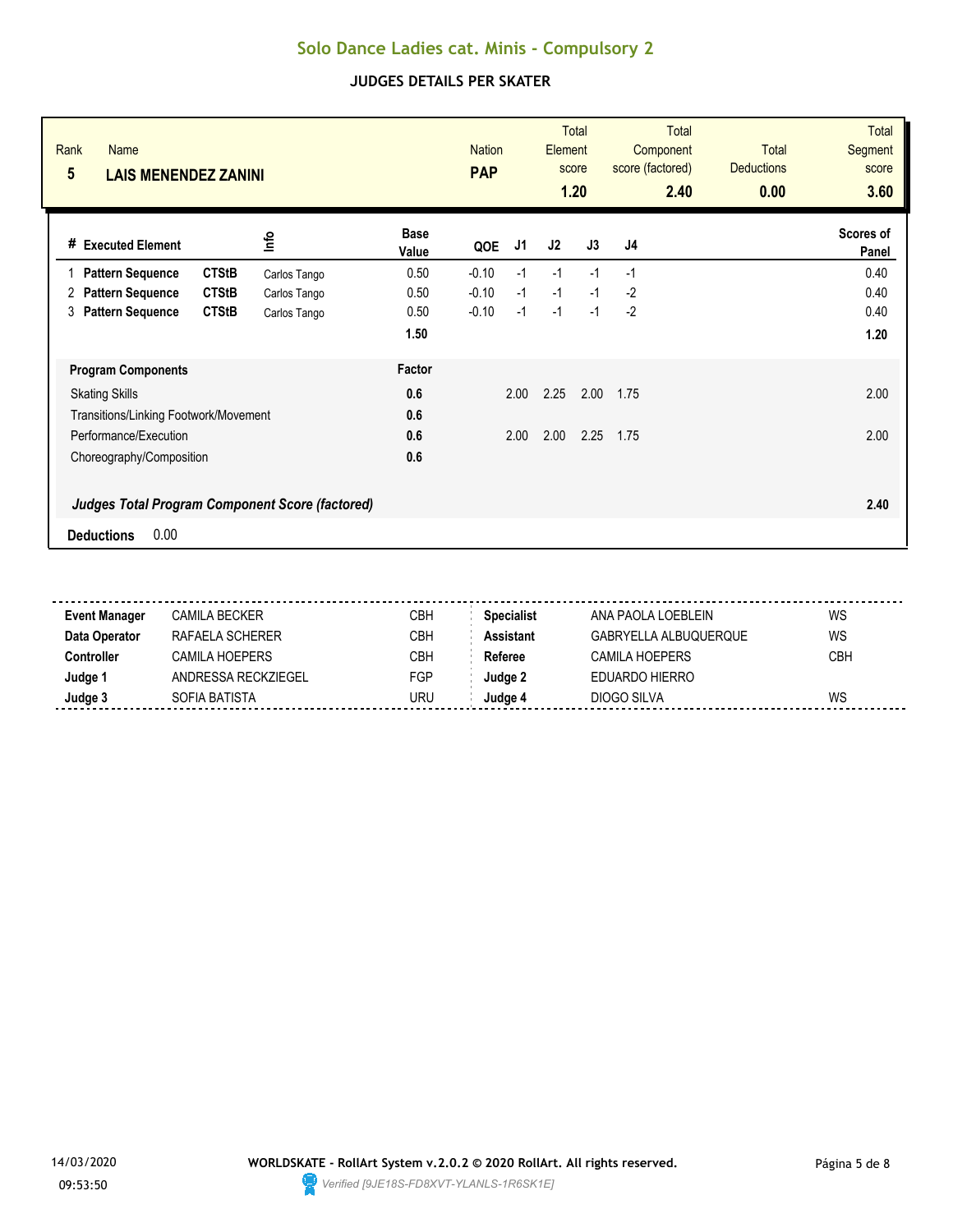# Solo Dance Ladies cat. Minis - Compulsory 2

## JUDGES DETAILS PER SKATER

| Rank | Name | Nation | Total Element score | Total Component score (factored) | Total Deductions | Total Segment score |
|---|---|---|---|---|---|---|
| 5 | **LAIS MENENDEZ ZANINI** | **PAP** | **1.20** | **2.40** | **0.00** | **3.60** |

| # | Executed Element | | Info | Base Value | QOE | J1 | J2 | J3 | J4 | Scores of Panel |
|---|---|---|---|---|---|---|---|---|---|---|
| 1 | **Pattern Sequence** | **CTStB** | Carlos Tango | 0.50 | -0.10 | -1 | -1 | -1 | -1 | 0.40 |
| 2 | **Pattern Sequence** | **CTStB** | Carlos Tango | 0.50 | -0.10 | -1 | -1 | -1 | -2 | 0.40 |
| 3 | **Pattern Sequence** | **CTStB** | Carlos Tango | 0.50 | -0.10 | -1 | -1 | -1 | -2 | 0.40 |
| | | | | **1.50** | | | | | | **1.20** |

| Program Components | Factor | J1 | J2 | J3 | J4 | |
|---|---|---|---|---|---|---|
| Skating Skills | **0.6** | 2.00 | 2.25 | 2.00 | 1.75 | 2.00 |
| Transitions/Linking Footwork/Movement | **0.6** | | | | | |
| Performance/Execution | **0.6** | 2.00 | 2.00 | 2.25 | 1.75 | 2.00 |
| Choreography/Composition | **0.6** | | | | | |
| ***Judges Total Program Component Score (factored)*** | | | | | | **2.40** |

**Deductions** 0.00

| | | | | | |
|---|---|---|---|---|---|
| **Event Manager** | CAMILA BECKER | CBH | **Specialist** | ANA PAOLA LOEBLEIN | WS |
| **Data Operator** | RAFAELA SCHERER | CBH | **Assistant** | GABRYELLA ALBUQUERQUE | WS |
| **Controller** | CAMILA HOEPERS | CBH | **Referee** | CAMILA HOEPERS | CBH |
| **Judge 1** | ANDRESSA RECKZIEGEL | FGP | **Judge 2** | EDUARDO HIERRO | |
| **Judge 3** | SOFIA BATISTA | URU | **Judge 4** | DIOGO SILVA | WS |

14/03/2020 09:53:50

**WORLDSKATE - RollArt System v.2.0.2 © 2020 RollArt. All rights reserved.**

*Verified [9JE18S-FD8XVT-YLANLS-1R6SK1E]*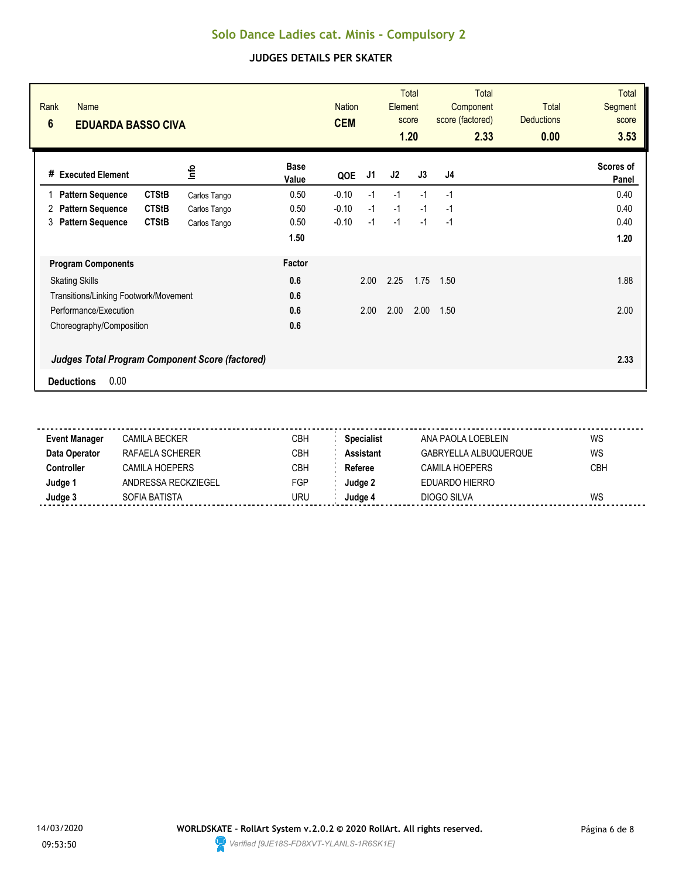# Solo Dance Ladies cat. Minis - Compulsory 2

## JUDGES DETAILS PER SKATER

| Rank | Name | Nation | Total Element score | Total Component score (factored) | Total Deductions | Total Segment score |
|---|---|---|---|---|---|---|
| 6 | **EDUARDA BASSO CIVA** | **CEM** | **1.20** | **2.33** | **0.00** | **3.53** |

| # | Executed Element | | Info | Base Value | QOE | J1 | J2 | J3 | J4 | Scores of Panel |
|---|---|---|---|---|---|---|---|---|---|---|
| 1 | **Pattern Sequence** | **CTStB** | Carlos Tango | 0.50 | -0.10 | -1 | -1 | -1 | -1 | 0.40 |
| 2 | **Pattern Sequence** | **CTStB** | Carlos Tango | 0.50 | -0.10 | -1 | -1 | -1 | -1 | 0.40 |
| 3 | **Pattern Sequence** | **CTStB** | Carlos Tango | 0.50 | -0.10 | -1 | -1 | -1 | -1 | 0.40 |
| | | | | **1.50** | | | | | | **1.20** |

| Program Components | Factor | J1 | J2 | J3 | J4 | |
|---|---|---|---|---|---|---|
| Skating Skills | **0.6** | 2.00 | 2.25 | 1.75 | 1.50 | 1.88 |
| Transitions/Linking Footwork/Movement | **0.6** | | | | | |
| Performance/Execution | **0.6** | 2.00 | 2.00 | 2.00 | 1.50 | 2.00 |
| Choreography/Composition | **0.6** | | | | | |
| ***Judges Total Program Component Score (factored)*** | | | | | | **2.33** |

**Deductions** 0.00

| | | | | | |
|---|---|---|---|---|---|
| **Event Manager** | CAMILA BECKER | CBH | **Specialist** | ANA PAOLA LOEBLEIN | WS |
| **Data Operator** | RAFAELA SCHERER | CBH | **Assistant** | GABRYELLA ALBUQUERQUE | WS |
| **Controller** | CAMILA HOEPERS | CBH | **Referee** | CAMILA HOEPERS | CBH |
| **Judge 1** | ANDRESSA RECKZIEGEL | FGP | **Judge 2** | EDUARDO HIERRO | |
| **Judge 3** | SOFIA BATISTA | URU | **Judge 4** | DIOGO SILVA | WS |

14/03/2020 09:53:50

**WORLDSKATE - RollArt System v.2.0.2 © 2020 RollArt. All rights reserved.**

*Verified [9JE18S-FD8XVT-YLANLS-1R6SK1E]*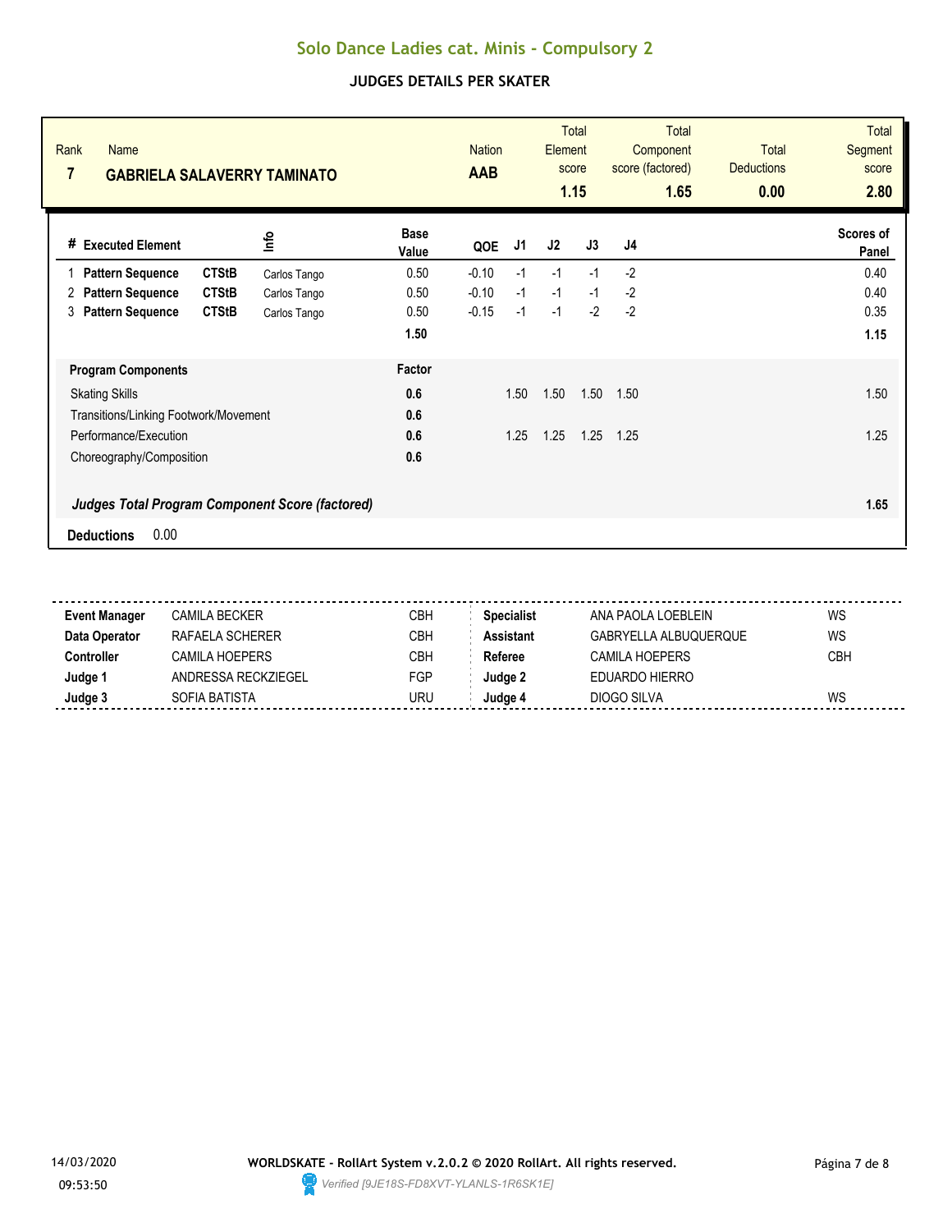# Solo Dance Ladies cat. Minis - Compulsory 2

## JUDGES DETAILS PER SKATER

| Rank | Name | Nation | Total Element score | Total Component score (factored) | Total Deductions | Total Segment score |
|---|---|---|---|---|---|---|
| 7 | GABRIELA SALAVERRY TAMINATO | AAB | 1.15 | 1.65 | 0.00 | 2.80 |

| # | Executed Element | | Info | Base Value | QOE | J1 | J2 | J3 | J4 | Scores of Panel |
|---|---|---|---|---|---|---|---|---|---|---|
| 1 | Pattern Sequence | CTStB | Carlos Tango | 0.50 | -0.10 | -1 | -1 | -1 | -2 | 0.40 |
| 2 | Pattern Sequence | CTStB | Carlos Tango | 0.50 | -0.10 | -1 | -1 | -1 | -2 | 0.40 |
| 3 | Pattern Sequence | CTStB | Carlos Tango | 0.50 | -0.15 | -1 | -1 | -2 | -2 | 0.35 |
| | | | | 1.50 | | | | | | 1.15 |

| Program Components | Factor | J1 | J2 | J3 | J4 | |
|---|---|---|---|---|---|---|
| Skating Skills | 0.6 | 1.50 | 1.50 | 1.50 | 1.50 | 1.50 |
| Transitions/Linking Footwork/Movement | 0.6 | | | | | |
| Performance/Execution | 0.6 | 1.25 | 1.25 | 1.25 | 1.25 | 1.25 |
| Choreography/Composition | 0.6 | | | | | |

***Judges Total Program Component Score (factored)*** **1.65**

**Deductions** 0.00

| | | | | | |
|---|---|---|---|---|---|
| **Event Manager** | CAMILA BECKER | CBH | **Specialist** | ANA PAOLA LOEBLEIN | WS |
| **Data Operator** | RAFAELA SCHERER | CBH | **Assistant** | GABRYELLA ALBUQUERQUE | WS |
| **Controller** | CAMILA HOEPERS | CBH | **Referee** | CAMILA HOEPERS | CBH |
| **Judge 1** | ANDRESSA RECKZIEGEL | FGP | **Judge 2** | EDUARDO HIERRO | |
| **Judge 3** | SOFIA BATISTA | URU | **Judge 4** | DIOGO SILVA | WS |

14/03/2020 09:53:50

**WORLDSKATE - RollArt System v.2.0.2 © 2020 RollArt. All rights reserved.**

*Verified [9JE18S-FD8XVT-YLANLS-1R6SK1E]*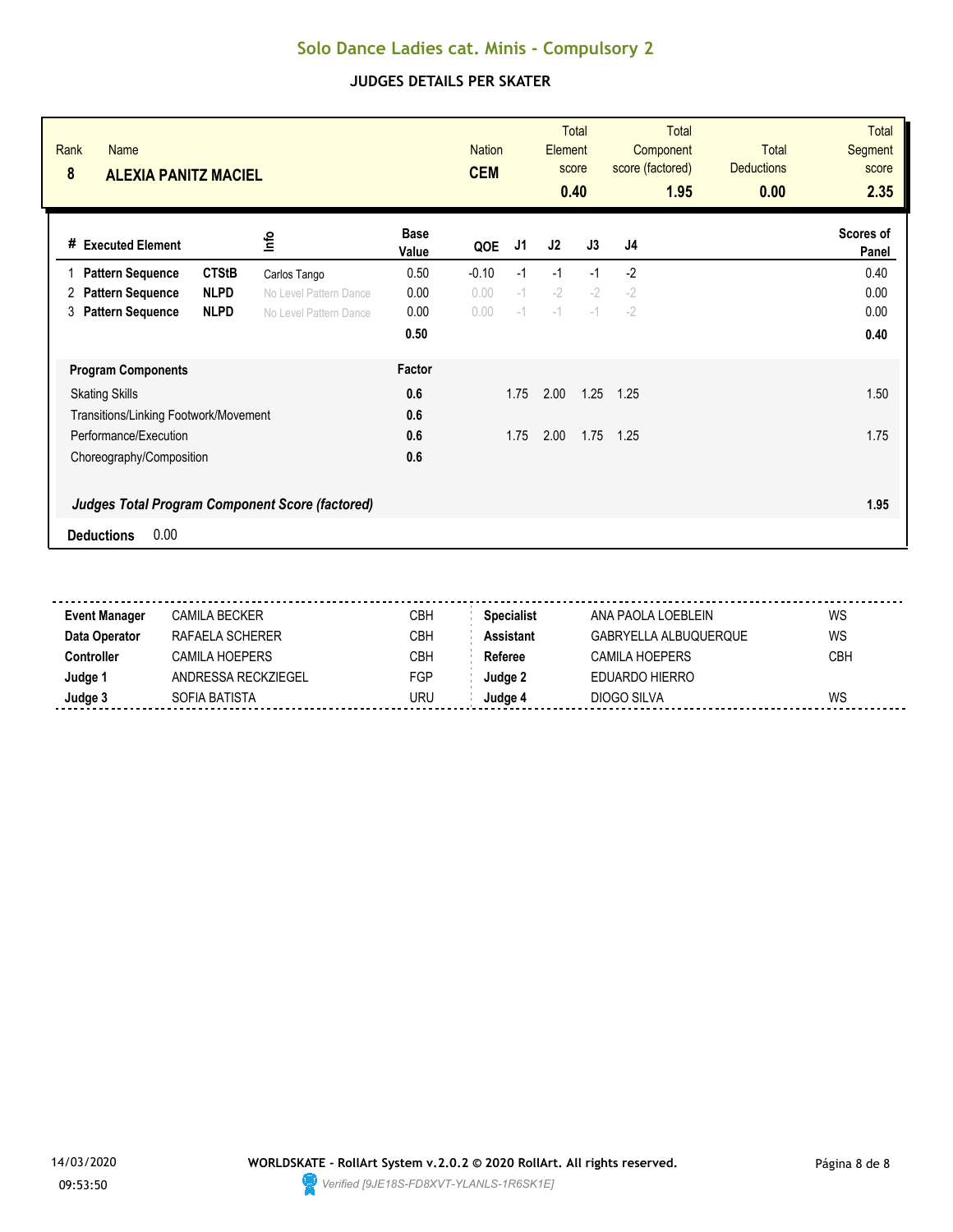# Solo Dance Ladies cat. Minis - Compulsory 2

## JUDGES DETAILS PER SKATER

| Rank | Name | Nation | Total Element score | Total Component score (factored) | Total Deductions | Total Segment score |
|---|---|---|---|---|---|---|
| 8 | **ALEXIA PANITZ MACIEL** | **CEM** | **0.40** | **1.95** | **0.00** | **2.35** |

| # | Executed Element | | Info | Base Value | QOE | J1 | J2 | J3 | J4 | Scores of Panel |
|---|---|---|---|---|---|---|---|---|---|---|
| 1 | **Pattern Sequence** | **CTStB** | Carlos Tango | 0.50 | -0.10 | -1 | -1 | -1 | -2 | 0.40 |
| 2 | **Pattern Sequence** | **NLPD** | No Level Pattern Dance | 0.00 | 0.00 | -1 | -2 | -2 | -2 | 0.00 |
| 3 | **Pattern Sequence** | **NLPD** | No Level Pattern Dance | 0.00 | 0.00 | -1 | -1 | -1 | -2 | 0.00 |
| | | | | **0.50** | | | | | | **0.40** |

| **Program Components** | **Factor** | J1 | J2 | J3 | J4 | |
|---|---|---|---|---|---|---|
| Skating Skills | **0.6** | 1.75 | 2.00 | 1.25 | 1.25 | 1.50 |
| Transitions/Linking Footwork/Movement | **0.6** | | | | | |
| Performance/Execution | **0.6** | 1.75 | 2.00 | 1.75 | 1.25 | 1.75 |
| Choreography/Composition | **0.6** | | | | | |
| ***Judges Total Program Component Score (factored)*** | | | | | | **1.95** |

**Deductions** 0.00

| | | | | | |
|---|---|---|---|---|---|
| **Event Manager** | CAMILA BECKER | CBH | **Specialist** | ANA PAOLA LOEBLEIN | WS |
| **Data Operator** | RAFAELA SCHERER | CBH | **Assistant** | GABRYELLA ALBUQUERQUE | WS |
| **Controller** | CAMILA HOEPERS | CBH | **Referee** | CAMILA HOEPERS | CBH |
| **Judge 1** | ANDRESSA RECKZIEGEL | FGP | **Judge 2** | EDUARDO HIERRO | |
| **Judge 3** | SOFIA BATISTA | URU | **Judge 4** | DIOGO SILVA | WS |

14/03/2020 09:53:50

**WORLDSKATE - RollArt System v.2.0.2 © 2020 RollArt. All rights reserved.**

*Verified [9JE18S-FD8XVT-YLANLS-1R6SK1E]*